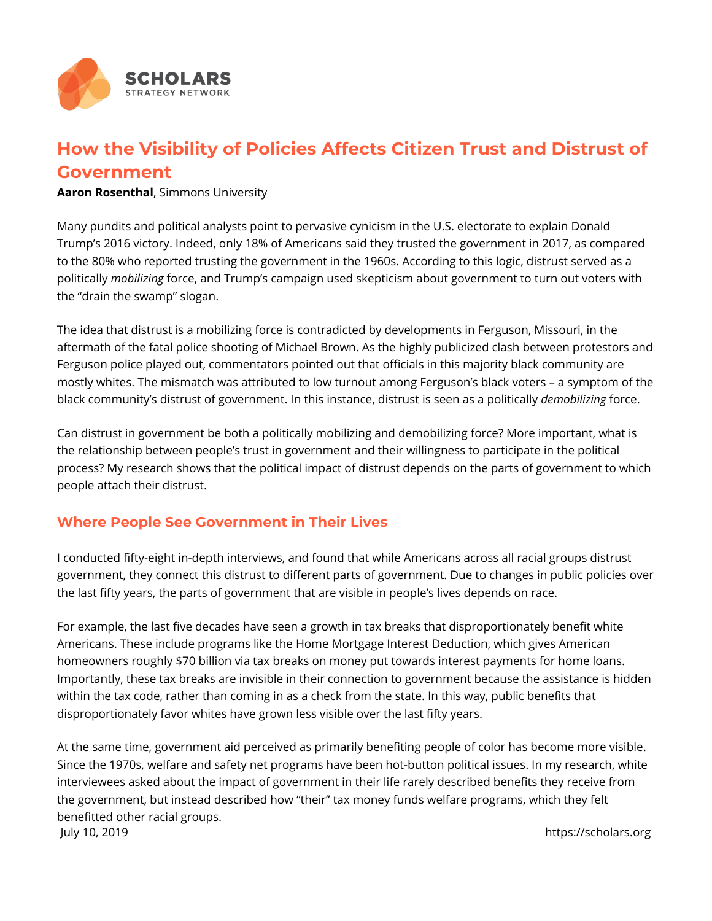# How the Visibility of Policies Affects Citizen Trust and Distrust of Government

**Aaron Rosenthal**, Simmons University

Many pundits and political analysts point to pervasive cynicism in the U.S. electorate to explain Donald Trump's 2016 victory. Indeed, only 18% of Americans said they trusted the government in 2017, as compared to the 80% who reported trusting the government in the 1960s. According to this logic, distrust served as a politically *mobilizing* force, and Trump's campaign used skepticism about government to turn out voters with the "drain the swamp" slogan.

The idea that distrust is a mobilizing force is contradicted by developments in Ferguson, Missouri, in the aftermath of the fatal police shooting of Michael Brown. As the highly publicized clash between protestors and Ferguson police played out, commentators pointed out that officials in this majority black community are mostly whites. The mismatch was attributed to low turnout among Ferguson's black voters – a symptom of the black community's distrust of government. In this instance, distrust is seen as a politically *demobilizing* force.

Can distrust in government be both a politically mobilizing and demobilizing force? More important, what is the relationship between people's trust in government and their willingness to participate in the political process? My research shows that the political impact of distrust depends on the parts of government to which people attach their distrust.

## Where People See Government in Their Lives

I conducted fifty-eight in-depth interviews, and found that while Americans across all racial groups distrust government, they connect this distrust to different parts of government. Due to changes in public policies over the last fifty years, the parts of government that are visible in people's lives depends on race.

For example, the last five decades have seen a growth in tax breaks that disproportionately benefit white Americans. These include programs like the Home Mortgage Interest Deduction, which gives American homeowners roughly $70 billion via tax breaks on money put towards interest payments for home loans. Importantly, these tax breaks are invisible in their connection to government because the assistance is hidden within the tax code, rather than coming in as a check from the state. In this way, public benefits that disproportionately favor whites have grown less visible over the last fifty years.

At the same time, government aid perceived as primarily benefiting people of color has become more visible. Since the 1970s, welfare and safety net programs have been hot-button political issues. In my research, white interviewees asked about the impact of government in their life rarely described benefits they receive from the government, but instead described how "their" tax money funds welfare programs, which they felt benefitted other racial groups.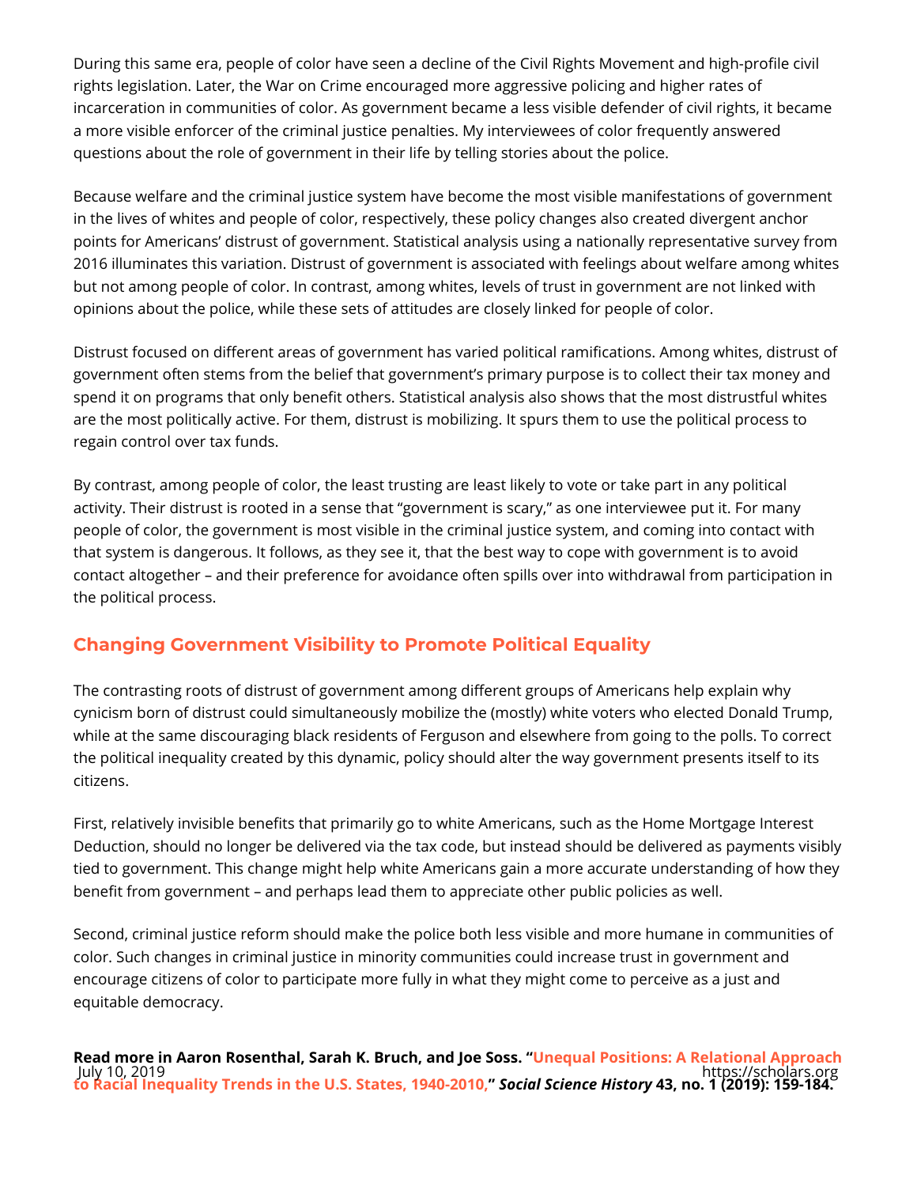During this same era, people of color have seen a decline of the Civil Rights Movement and high-profile civil rights legislation. Later, the War on Crime encouraged more aggressive policing and higher rates of incarceration in communities of color. As government became a less visible defender of civil rights, it became a more visible enforcer of the criminal justice penalties. My interviewees of color frequently answered questions about the role of government in their life by telling stories about the police.

Because welfare and the criminal justice system have become the most visible manifestations of government in the lives of whites and people of color, respectively, these policy changes also created divergent anchor points for Americans' distrust of government. Statistical analysis using a nationally representative survey from 2016 illuminates this variation. Distrust of government is associated with feelings about welfare among whites but not among people of color. In contrast, among whites, levels of trust in government are not linked with opinions about the police, while these sets of attitudes are closely linked for people of color.

Distrust focused on different areas of government has varied political ramifications. Among whites, distrust of government often stems from the belief that government's primary purpose is to collect their tax money and spend it on programs that only benefit others. Statistical analysis also shows that the most distrustful whites are the most politically active. For them, distrust is mobilizing. It spurs them to use the political process to regain control over tax funds.

By contrast, among people of color, the least trusting are least likely to vote or take part in any political activity. Their distrust is rooted in a sense that "government is scary," as one interviewee put it. For many people of color, the government is most visible in the criminal justice system, and coming into contact with that system is dangerous. It follows, as they see it, that the best way to cope with government is to avoid contact altogether – and their preference for avoidance often spills over into withdrawal from participation in the political process.

## Changing Government Visibility to Promote Political Equality

The contrasting roots of distrust of government among different groups of Americans help explain why cynicism born of distrust could simultaneously mobilize the (mostly) white voters who elected Donald Trump, while at the same discouraging black residents of Ferguson and elsewhere from going to the polls. To correct the political inequality created by this dynamic, policy should alter the way government presents itself to its citizens.

First, relatively invisible benefits that primarily go to white Americans, such as the Home Mortgage Interest Deduction, should no longer be delivered via the tax code, but instead should be delivered as payments visibly tied to government. This change might help white Americans gain a more accurate understanding of how they benefit from government – and perhaps lead them to appreciate other public policies as well.

Second, criminal justice reform should make the police both less visible and more humane in communities of color. Such changes in criminal justice in minority communities could increase trust in government and encourage citizens of color to participate more fully in what they might come to perceive as a just and equitable democracy.

**Read more in Aaron Rosenthal, Sarah K. Bruch, and Joe Soss. "Unequal Positions: A Relational Approach to Racial Inequality Trends in the U.S. States, 1940-2010," *Social Science History* 43, no. 1 (2019): 159-184.**